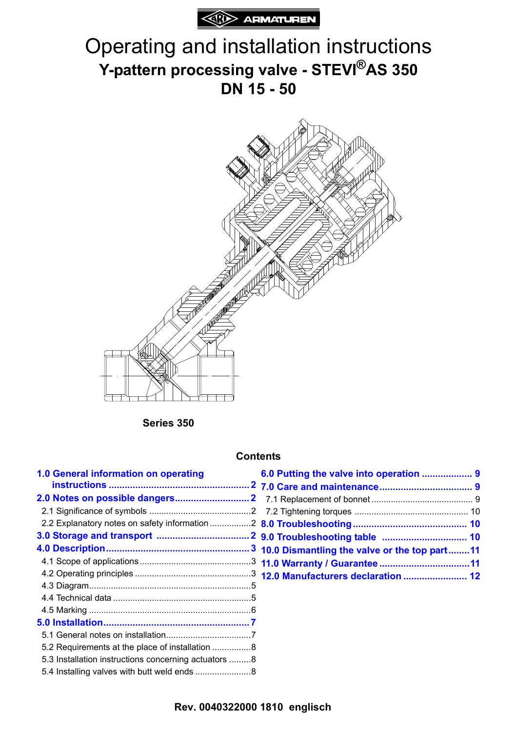ARI ARMATUREN

# Operating and installation instructions

## Y-pattern processing valve - STEVI®AS 350

## DN 15 - 50

Series 350

### Contents

- 1.0 General information on operating instructions .......... 2
- 2.0 Notes on possible dangers .......... 2
  - 2.1 Significance of symbols .......... 2
  - 2.2 Explanatory notes on safety information .......... 2
- 3.0 Storage and transport .......... 2
- 4.0 Description .......... 3
  - 4.1 Scope of applications .......... 3
  - 4.2 Operating principles .......... 3
  - 4.3 Diagram .......... 5
  - 4.4 Technical data .......... 5
  - 4.5 Marking .......... 6
- 5.0 Installation .......... 7
  - 5.1 General notes on installation .......... 7
  - 5.2 Requirements at the place of installation .......... 8
  - 5.3 Installation instructions concerning actuators .......... 8
  - 5.4 Installing valves with butt weld ends .......... 8
- 6.0 Putting the valve into operation .......... 9
- 7.0 Care and maintenance .......... 9
  - 7.1 Replacement of bonnet .......... 9
  - 7.2 Tightening torques .......... 10
- 8.0 Troubleshooting .......... 10
- 9.0 Troubleshooting table .......... 10
- 10.0 Dismantling the valve or the top part .......... 11
- 11.0 Warranty / Guarantee .......... 11
- 12.0 Manufacturers declaration .......... 12

Rev. 0040322000 1810 englisch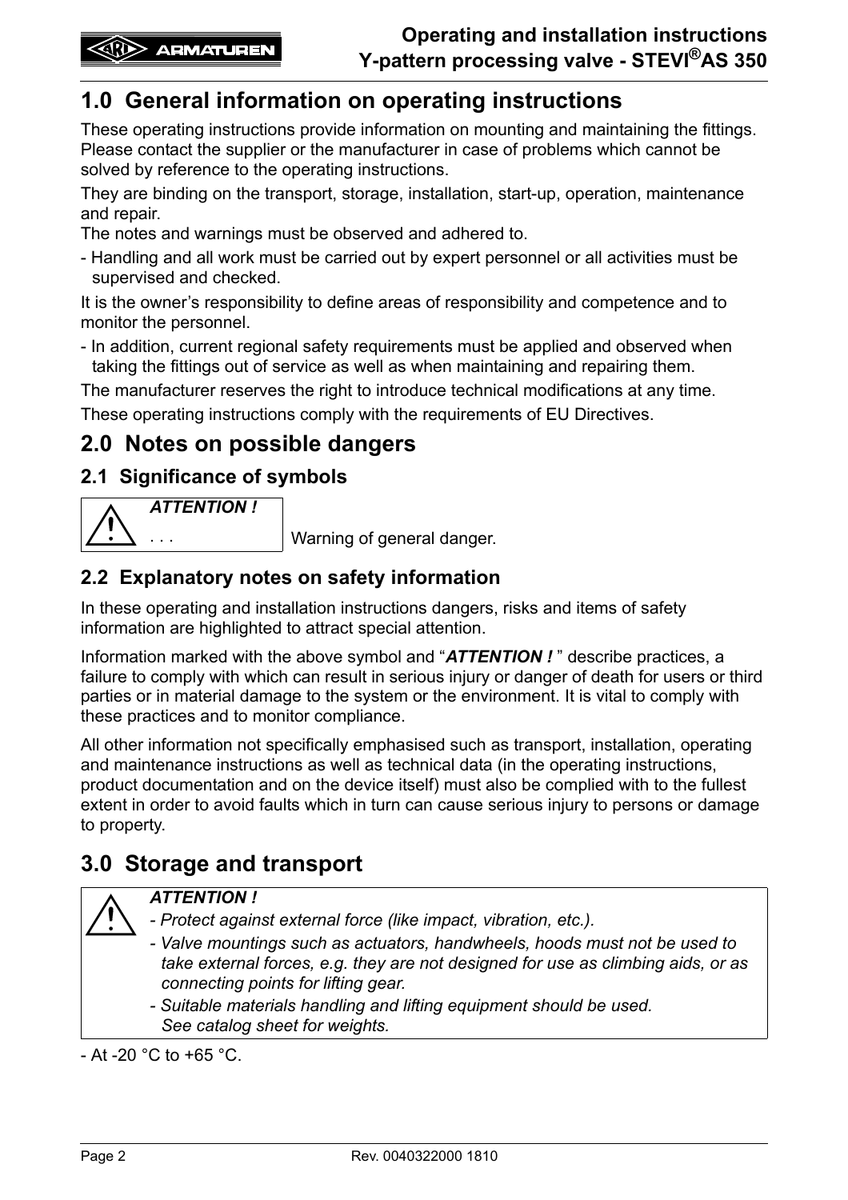# 1.0 General information on operating instructions

These operating instructions provide information on mounting and maintaining the fittings. Please contact the supplier or the manufacturer in case of problems which cannot be solved by reference to the operating instructions.

They are binding on the transport, storage, installation, start-up, operation, maintenance and repair.

The notes and warnings must be observed and adhered to.

- Handling and all work must be carried out by expert personnel or all activities must be supervised and checked.

It is the owner's responsibility to define areas of responsibility and competence and to monitor the personnel.

- In addition, current regional safety requirements must be applied and observed when taking the fittings out of service as well as when maintaining and repairing them.

The manufacturer reserves the right to introduce technical modifications at any time.

These operating instructions comply with the requirements of EU Directives.

# 2.0 Notes on possible dangers

## 2.1 Significance of symbols

| ⚠ ***ATTENTION !*** . . . | Warning of general danger. |
|---|---|

## 2.2 Explanatory notes on safety information

In these operating and installation instructions dangers, risks and items of safety information are highlighted to attract special attention.

Information marked with the above symbol and "***ATTENTION !*** " describe practices, a failure to comply with which can result in serious injury or danger of death for users or third parties or in material damage to the system or the environment. It is vital to comply with these practices and to monitor compliance.

All other information not specifically emphasised such as transport, installation, operating and maintenance instructions as well as technical data (in the operating instructions, product documentation and on the device itself) must also be complied with to the fullest extent in order to avoid faults which in turn can cause serious injury to persons or damage to property.

# 3.0 Storage and transport

> ⚠ ***ATTENTION !***
>
> *- Protect against external force (like impact, vibration, etc.).*
>
> *- Valve mountings such as actuators, handwheels, hoods must not be used to take external forces, e.g. they are not designed for use as climbing aids, or as connecting points for lifting gear.*
>
> *- Suitable materials handling and lifting equipment should be used. See catalog sheet for weights.*

- At -20 °C to +65 °C.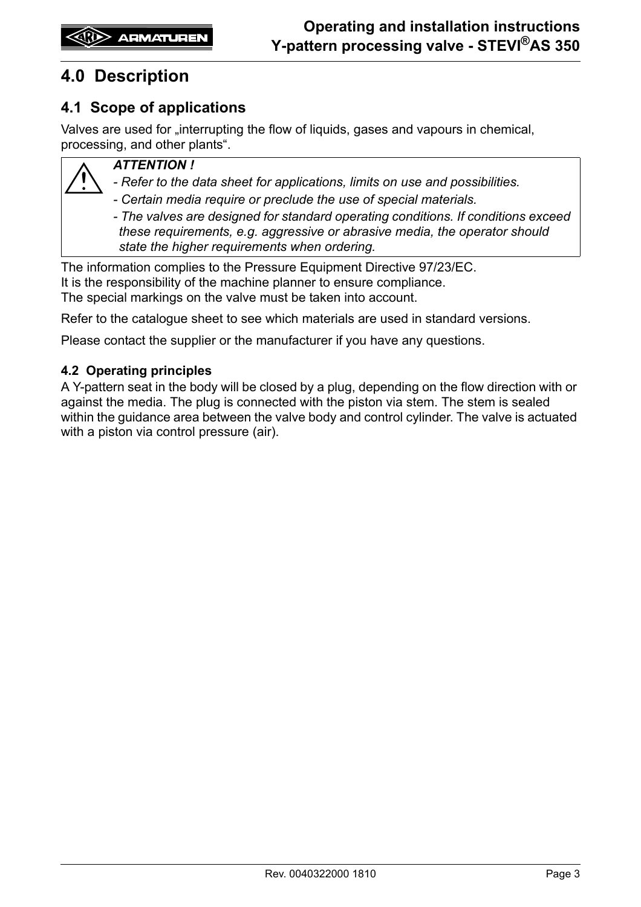# 4.0 Description

## 4.1 Scope of applications

Valves are used for „interrupting the flow of liquids, gases and vapours in chemical, processing, and other plants".

> ***ATTENTION !***
>
> *- Refer to the data sheet for applications, limits on use and possibilities.*
>
> *- Certain media require or preclude the use of special materials.*
>
> *- The valves are designed for standard operating conditions. If conditions exceed these requirements, e.g. aggressive or abrasive media, the operator should state the higher requirements when ordering.*

The information complies to the Pressure Equipment Directive 97/23/EC.
It is the responsibility of the machine planner to ensure compliance.
The special markings on the valve must be taken into account.

Refer to the catalogue sheet to see which materials are used in standard versions.

Please contact the supplier or the manufacturer if you have any questions.

### 4.2 Operating principles

A Y-pattern seat in the body will be closed by a plug, depending on the flow direction with or against the media. The plug is connected with the piston via stem. The stem is sealed within the guidance area between the valve body and control cylinder. The valve is actuated with a piston via control pressure (air).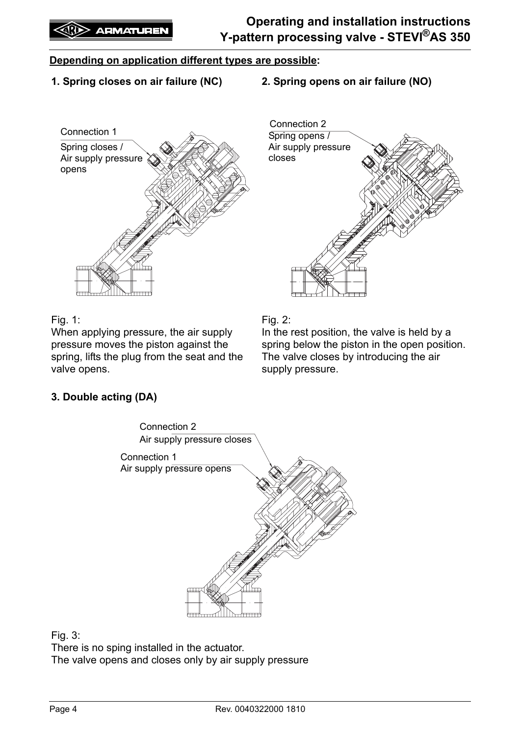**Depending on application different types are possible:**

**1. Spring closes on air failure (NC)**

Connection 1

Spring closes / Air supply pressure opens

Fig. 1:
When applying pressure, the air supply pressure moves the piston against the spring, lifts the plug from the seat and the valve opens.

**2. Spring opens on air failure (NO)**

Connection 2

Spring opens / Air supply pressure closes

Fig. 2:
In the rest position, the valve is held by a spring below the piston in the open position. The valve closes by introducing the air supply pressure.

**3. Double acting (DA)**

Connection 2
Air supply pressure closes

Connection 1
Air supply pressure opens

Fig. 3:
There is no sping installed in the actuator.
The valve opens and closes only by air supply pressure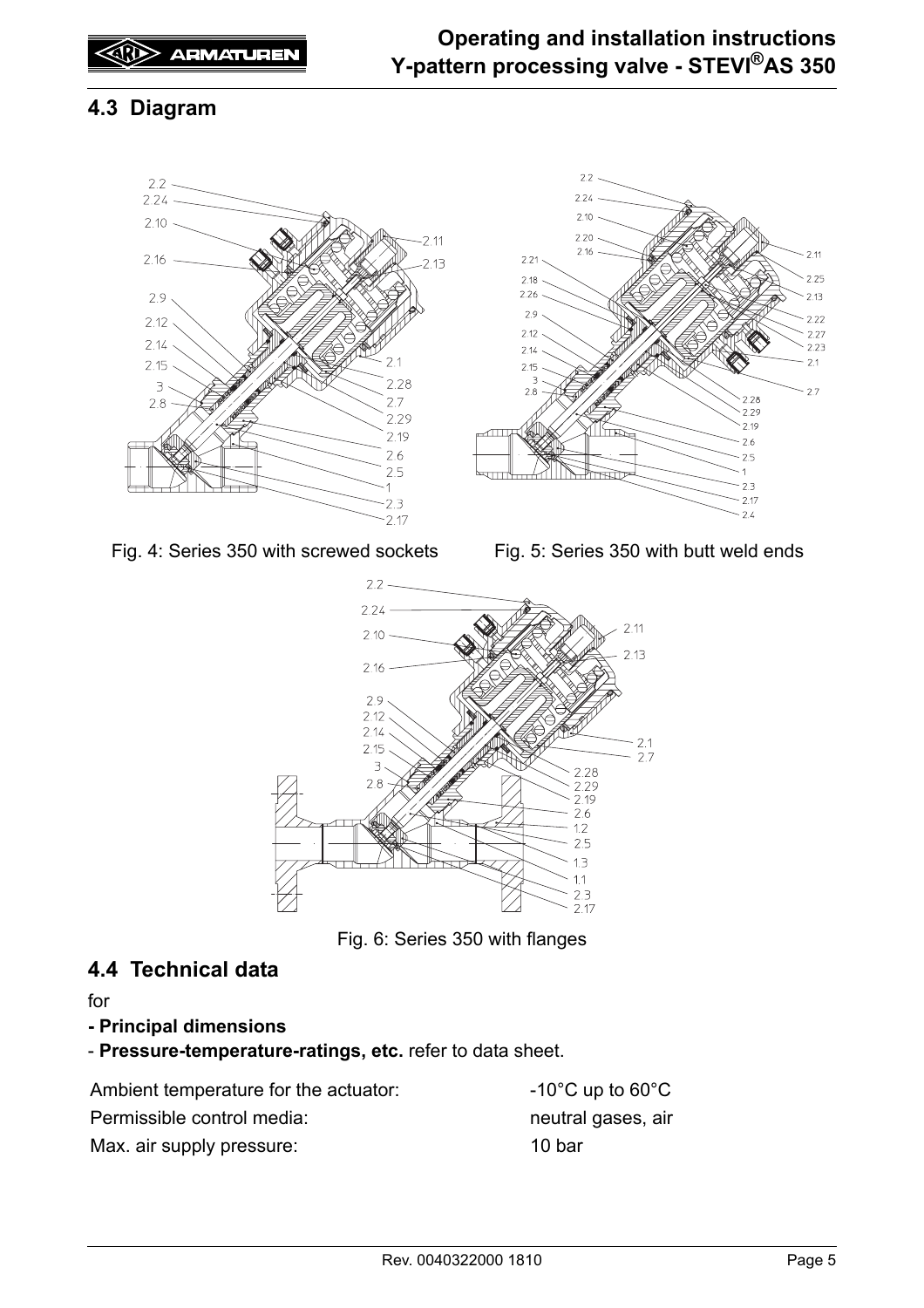## 4.3 Diagram

Fig. 4: Series 350 with screwed sockets

Fig. 5: Series 350 with butt weld ends

Fig. 6: Series 350 with flanges

## 4.4 Technical data

for

- **Principal dimensions**
- **Pressure-temperature-ratings, etc.** refer to data sheet.

| | |
|---|---|
| Ambient temperature for the actuator: | -10°C up to 60°C |
| Permissible control media: | neutral gases, air |
| Max. air supply pressure: | 10 bar |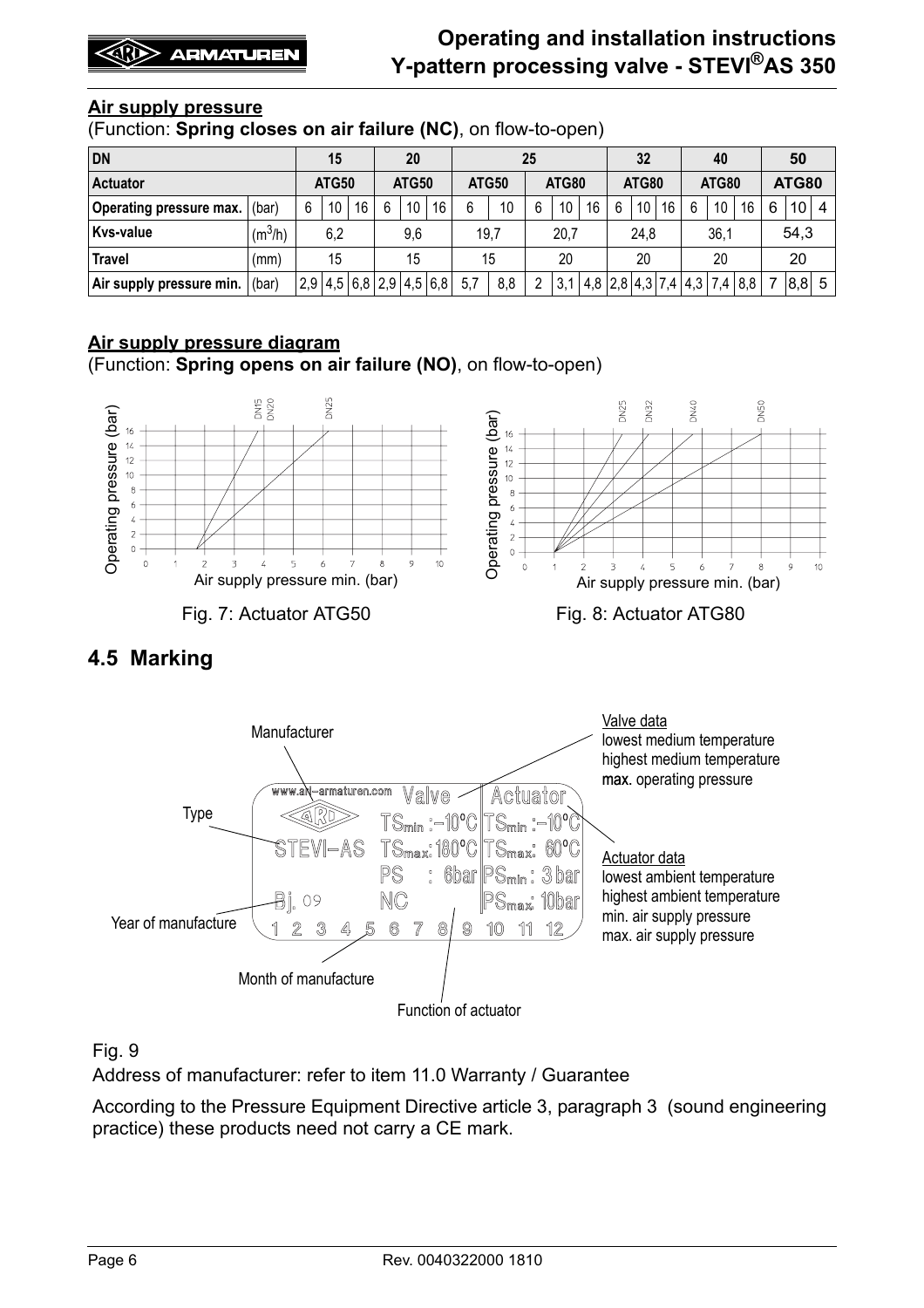## Air supply pressure

(Function: **Spring closes on air failure (NC)**, on flow-to-open)

| DN | | 15 | | | 20 | | | 25 | | | | | 32 | | | 40 | | | 50 | | |
|---|---|---|---|---|---|---|---|---|---|---|---|---|---|---|---|---|---|---|---|---|---|
| **Actuator** | | ATG50 | | | ATG50 | | | ATG50 | | ATG80 | | | ATG80 | | | ATG80 | | | ATG80 | | |
| **Operating pressure max.** | (bar) | 6 | 10 | 16 | 6 | 10 | 16 | 6 | 10 | 6 | 10 | 16 | 6 | 10 | 16 | 6 | 10 | 16 | 6 | 10 | 4 |
| **Kvs-value** | ($m^3$/h) | 6,2 | | | 9,6 | | | 19,7 | | 20,7 | | | 24,8 | | | 36,1 | | | 54,3 | | |
| **Travel** | (mm) | 15 | | | 15 | | | 15 | | 20 | | | 20 | | | 20 | | | 20 | | |
| **Air supply pressure min.** | (bar) | 2,9 | 4,5 | 6,8 | 2,9 | 4,5 | 6,8 | 5,7 | 8,8 | 2 | 3,1 | 4,8 | 2,8 | 4,3 | 7,4 | 4,3 | 7,4 | 8,8 | 7 | 8,8 | 5 |

## Air supply pressure diagram

(Function: **Spring opens on air failure (NO)**, on flow-to-open)

Fig. 7: Actuator ATG50

Fig. 8: Actuator ATG80

## 4.5 Marking

Fig. 9

Address of manufacturer: refer to item 11.0 Warranty / Guarantee

According to the Pressure Equipment Directive article 3, paragraph 3 (sound engineering practice) these products need not carry a CE mark.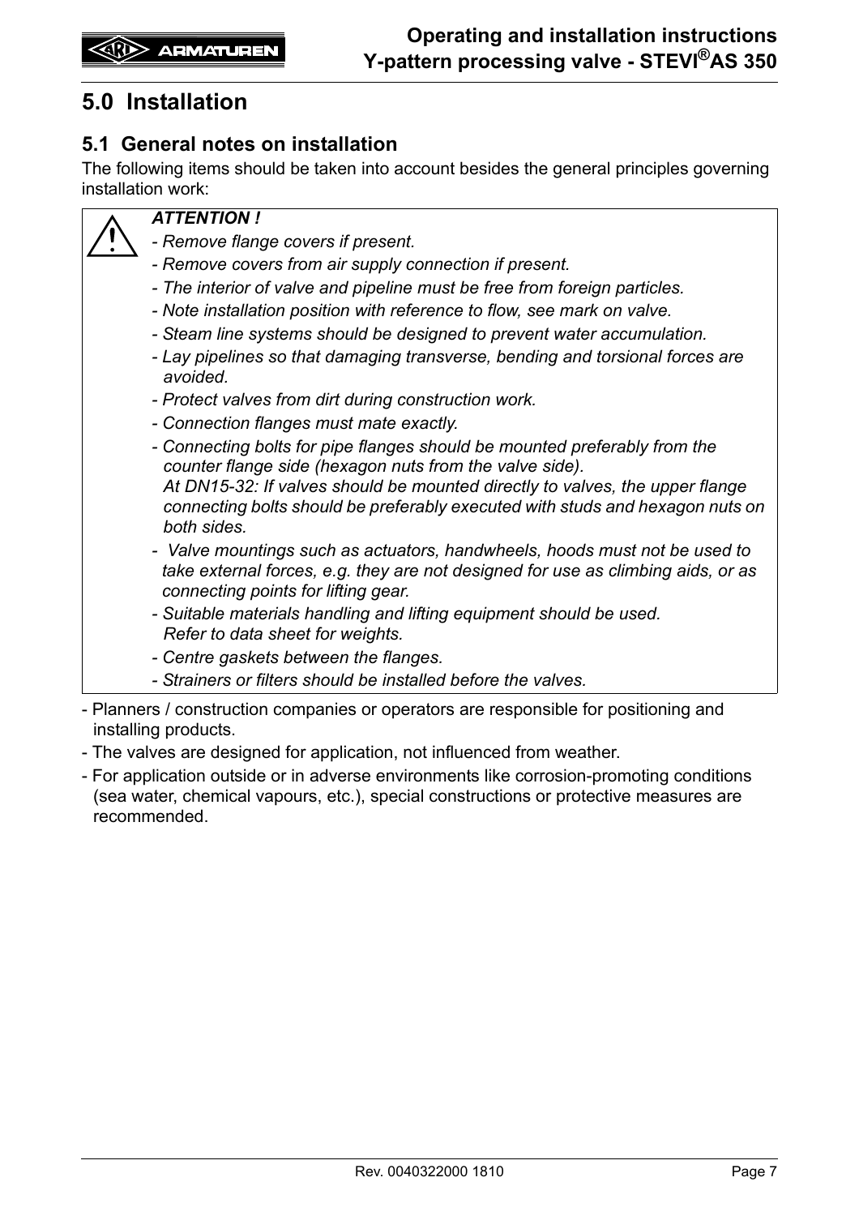## 5.0 Installation

### 5.1 General notes on installation

The following items should be taken into account besides the general principles governing installation work:

> ***ATTENTION !***
>
> - *Remove flange covers if present.*
> - *Remove covers from air supply connection if present.*
> - *The interior of valve and pipeline must be free from foreign particles.*
> - *Note installation position with reference to flow, see mark on valve.*
> - *Steam line systems should be designed to prevent water accumulation.*
> - *Lay pipelines so that damaging transverse, bending and torsional forces are avoided.*
> - *Protect valves from dirt during construction work.*
> - *Connection flanges must mate exactly.*
> - *Connecting bolts for pipe flanges should be mounted preferably from the counter flange side (hexagon nuts from the valve side).*
>   *At DN15-32: If valves should be mounted directly to valves, the upper flange connecting bolts should be preferably executed with studs and hexagon nuts on both sides.*
> - *Valve mountings such as actuators, handwheels, hoods must not be used to take external forces, e.g. they are not designed for use as climbing aids, or as connecting points for lifting gear.*
> - *Suitable materials handling and lifting equipment should be used.*
>   *Refer to data sheet for weights.*
> - *Centre gaskets between the flanges.*
> - *Strainers or filters should be installed before the valves.*

- Planners / construction companies or operators are responsible for positioning and installing products.
- The valves are designed for application, not influenced from weather.
- For application outside or in adverse environments like corrosion-promoting conditions (sea water, chemical vapours, etc.), special constructions or protective measures are recommended.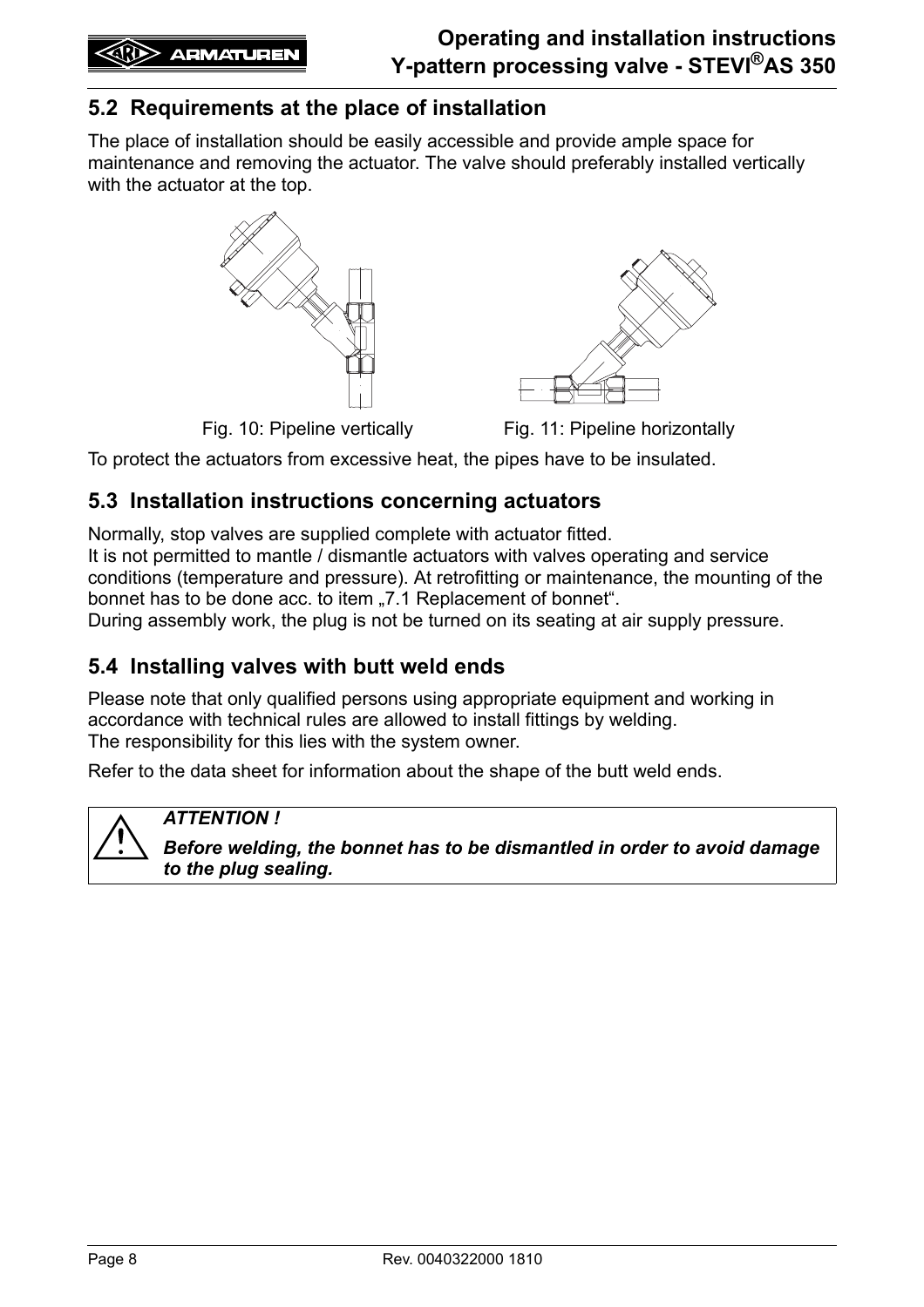## 5.2 Requirements at the place of installation

The place of installation should be easily accessible and provide ample space for maintenance and removing the actuator. The valve should preferably installed vertically with the actuator at the top.

Fig. 10: Pipeline vertically

Fig. 11: Pipeline horizontally

To protect the actuators from excessive heat, the pipes have to be insulated.

## 5.3 Installation instructions concerning actuators

Normally, stop valves are supplied complete with actuator fitted.
It is not permitted to mantle / dismantle actuators with valves operating and service conditions (temperature and pressure). At retrofitting or maintenance, the mounting of the bonnet has to be done acc. to item „7.1 Replacement of bonnet“.
During assembly work, the plug is not be turned on its seating at air supply pressure.

## 5.4 Installing valves with butt weld ends

Please note that only qualified persons using appropriate equipment and working in accordance with technical rules are allowed to install fittings by welding.
The responsibility for this lies with the system owner.

Refer to the data sheet for information about the shape of the butt weld ends.

> ***ATTENTION !***
>
> ***Before welding, the bonnet has to be dismantled in order to avoid damage to the plug sealing.***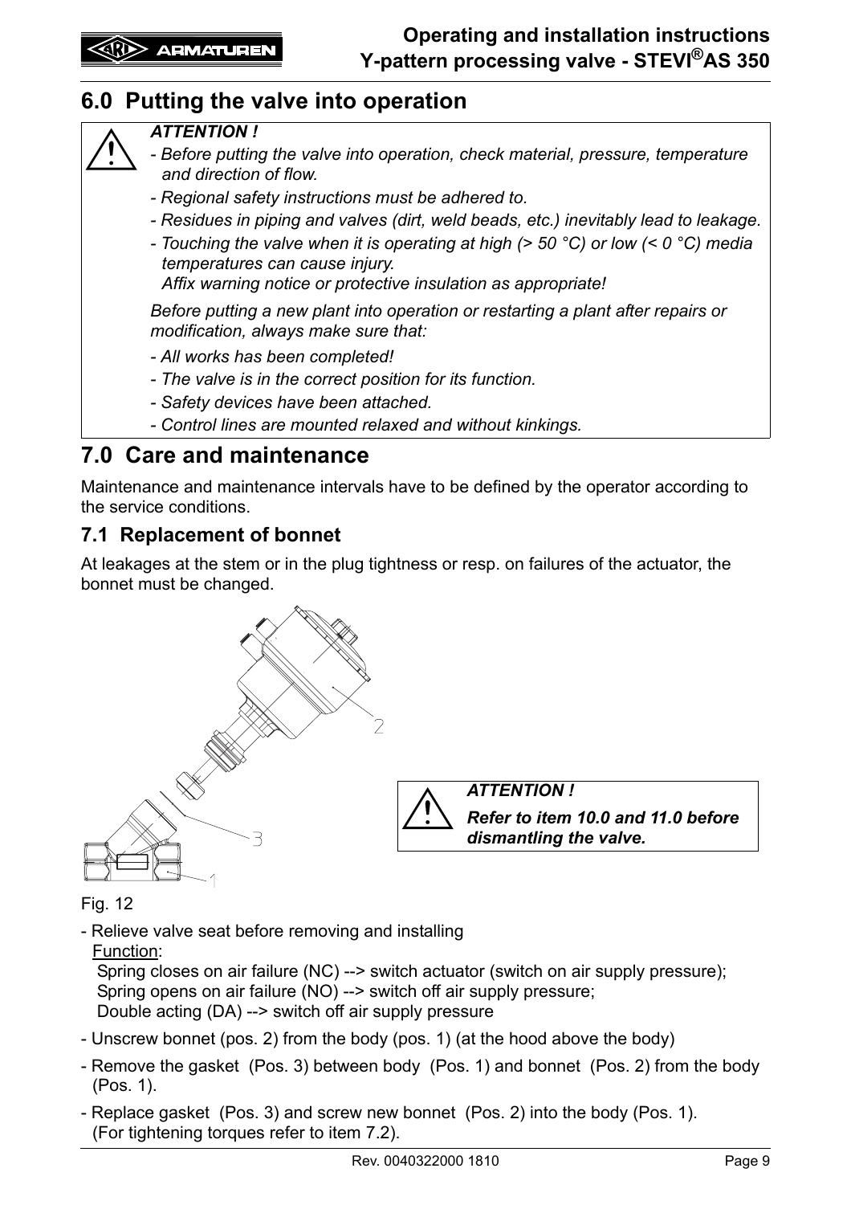## 6.0 Putting the valve into operation

***ATTENTION !***

- *Before putting the valve into operation, check material, pressure, temperature and direction of flow.*
- *Regional safety instructions must be adhered to.*
- *Residues in piping and valves (dirt, weld beads, etc.) inevitably lead to leakage.*
- *Touching the valve when it is operating at high (> 50 °C) or low (< 0 °C) media temperatures can cause injury.*
  *Affix warning notice or protective insulation as appropriate!*

*Before putting a new plant into operation or restarting a plant after repairs or modification, always make sure that:*

- *All works has been completed!*
- *The valve is in the correct position for its function.*
- *Safety devices have been attached.*
- *Control lines are mounted relaxed and without kinkings.*

## 7.0 Care and maintenance

Maintenance and maintenance intervals have to be defined by the operator according to the service conditions.

### 7.1 Replacement of bonnet

At leakages at the stem or in the plug tightness or resp. on failures of the actuator, the bonnet must be changed.

***ATTENTION !***

***Refer to item 10.0 and 11.0 before dismantling the valve.***

Fig. 12

- Relieve valve seat before removing and installing
  Function:
  Spring closes on air failure (NC) --> switch actuator (switch on air supply pressure);
  Spring opens on air failure (NO) --> switch off air supply pressure;
  Double acting (DA) --> switch off air supply pressure
- Unscrew bonnet (pos. 2) from the body (pos. 1) (at the hood above the body)
- Remove the gasket (Pos. 3) between body (Pos. 1) and bonnet (Pos. 2) from the body (Pos. 1).
- Replace gasket (Pos. 3) and screw new bonnet (Pos. 2) into the body (Pos. 1).
  (For tightening torques refer to item 7.2).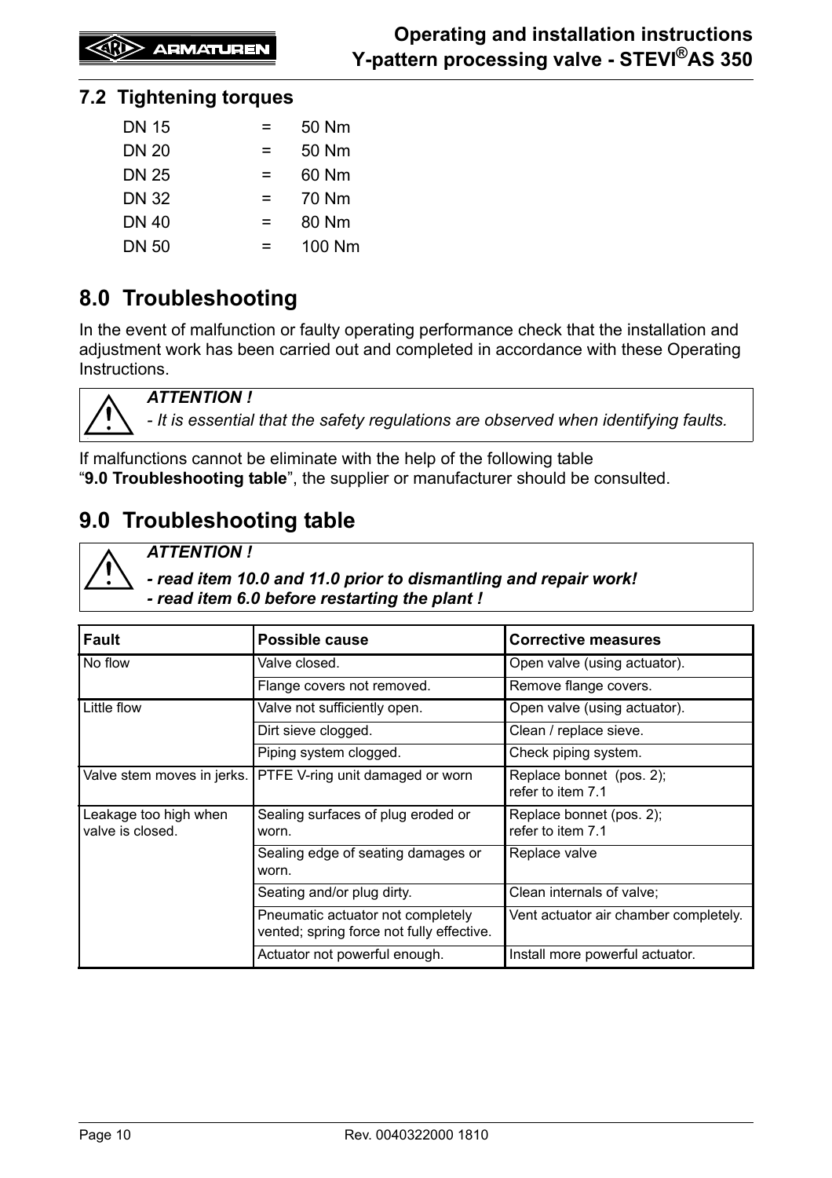## 7.2 Tightening torques

| | | |
|---|---|---|
| DN 15 | = | 50 Nm |
| DN 20 | = | 50 Nm |
| DN 25 | = | 60 Nm |
| DN 32 | = | 70 Nm |
| DN 40 | = | 80 Nm |
| DN 50 | = | 100 Nm |

# 8.0 Troubleshooting

In the event of malfunction or faulty operating performance check that the installation and adjustment work has been carried out and completed in accordance with these Operating Instructions.

> ***ATTENTION !***
> *- It is essential that the safety regulations are observed when identifying faults.*

If malfunctions cannot be eliminate with the help of the following table "**9.0 Troubleshooting table**", the supplier or manufacturer should be consulted.

# 9.0 Troubleshooting table

> ***ATTENTION !***
> ***- read item 10.0 and 11.0 prior to dismantling and repair work!***
> ***- read item 6.0 before restarting the plant !***

| Fault | Possible cause | Corrective measures |
|---|---|---|
| No flow | Valve closed. | Open valve (using actuator). |
| | Flange covers not removed. | Remove flange covers. |
| Little flow | Valve not sufficiently open. | Open valve (using actuator). |
| | Dirt sieve clogged. | Clean / replace sieve. |
| | Piping system clogged. | Check piping system. |
| Valve stem moves in jerks. | PTFE V-ring unit damaged or worn | Replace bonnet (pos. 2); refer to item 7.1 |
| Leakage too high when valve is closed. | Sealing surfaces of plug eroded or worn. | Replace bonnet (pos. 2); refer to item 7.1 |
| | Sealing edge of seating damages or worn. | Replace valve |
| | Seating and/or plug dirty. | Clean internals of valve; |
| | Pneumatic actuator not completely vented; spring force not fully effective. | Vent actuator air chamber completely. |
| | Actuator not powerful enough. | Install more powerful actuator. |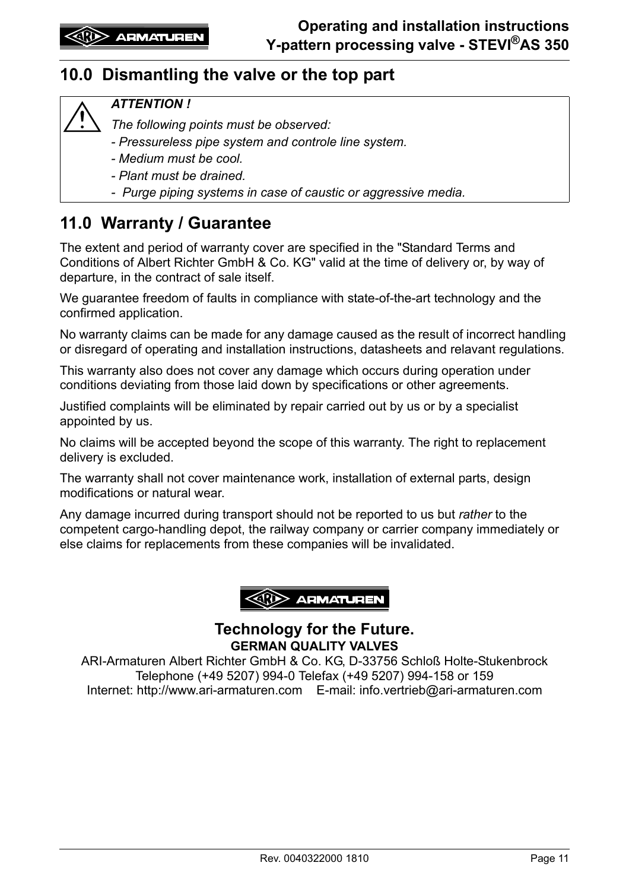## 10.0 Dismantling the valve or the top part

> ***ATTENTION !***
>
> *The following points must be observed:*
>
> *- Pressureless pipe system and controle line system.*
>
> *- Medium must be cool.*
>
> *- Plant must be drained.*
>
> *- Purge piping systems in case of caustic or aggressive media.*

## 11.0 Warranty / Guarantee

The extent and period of warranty cover are specified in the "Standard Terms and Conditions of Albert Richter GmbH & Co. KG" valid at the time of delivery or, by way of departure, in the contract of sale itself.

We guarantee freedom of faults in compliance with state-of-the-art technology and the confirmed application.

No warranty claims can be made for any damage caused as the result of incorrect handling or disregard of operating and installation instructions, datasheets and relavant regulations.

This warranty also does not cover any damage which occurs during operation under conditions deviating from those laid down by specifications or other agreements.

Justified complaints will be eliminated by repair carried out by us or by a specialist appointed by us.

No claims will be accepted beyond the scope of this warranty. The right to replacement delivery is excluded.

The warranty shall not cover maintenance work, installation of external parts, design modifications or natural wear.

Any damage incurred during transport should not be reported to us but *rather* to the competent cargo-handling depot, the railway company or carrier company immediately or else claims for replacements from these companies will be invalidated.

**Technology for the Future.**

**GERMAN QUALITY VALVES**

ARI-Armaturen Albert Richter GmbH & Co. KG, D-33756 Schloß Holte-Stukenbrock
Telephone (+49 5207) 994-0 Telefax (+49 5207) 994-158 or 159
Internet: http://www.ari-armaturen.com E-mail: info.vertrieb@ari-armaturen.com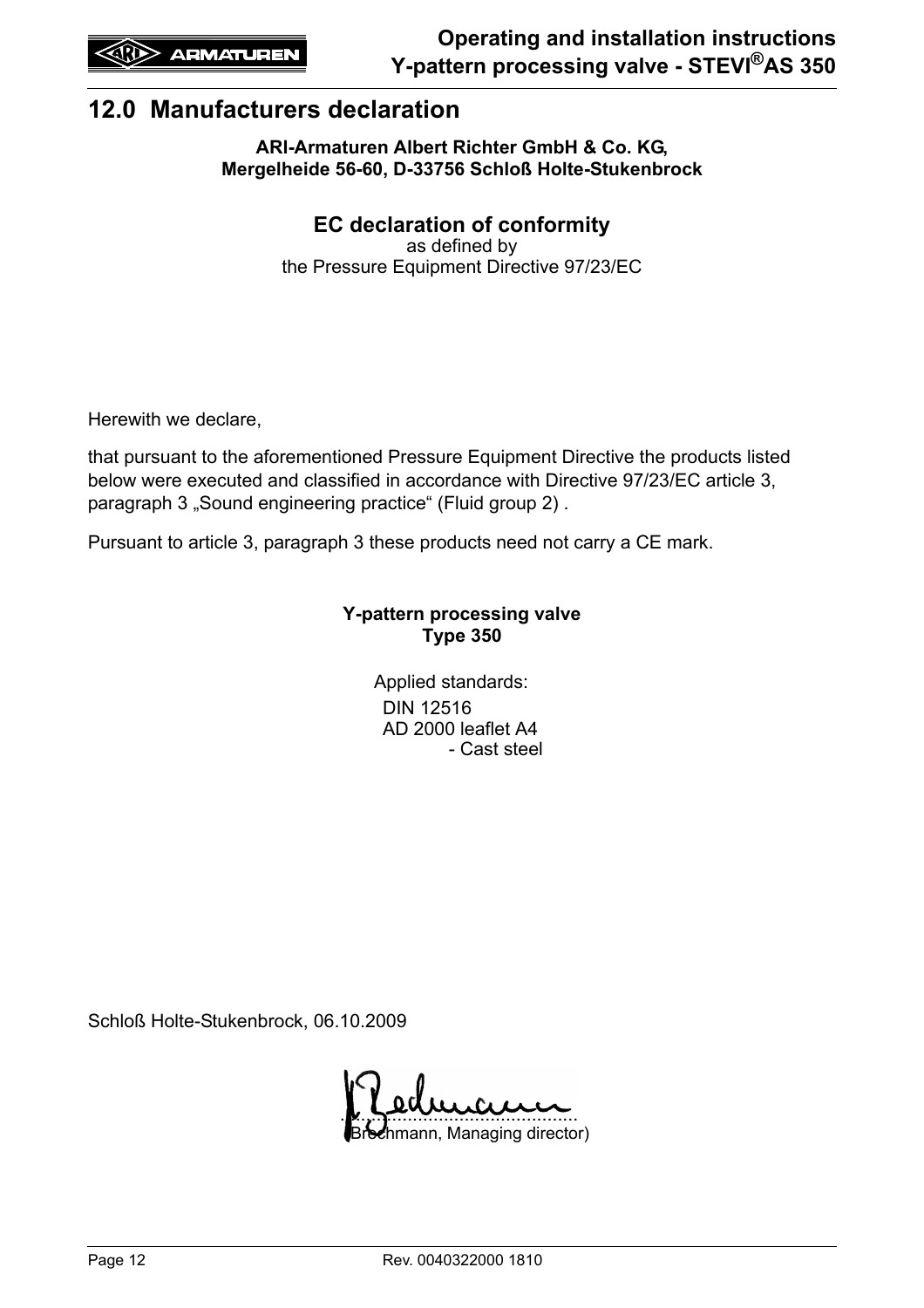## 12.0 Manufacturers declaration

**ARI-Armaturen Albert Richter GmbH & Co. KG, Mergelheide 56-60, D-33756 Schloß Holte-Stukenbrock**

### EC declaration of conformity

as defined by
the Pressure Equipment Directive 97/23/EC

Herewith we declare,

that pursuant to the aforementioned Pressure Equipment Directive the products listed below were executed and classified in accordance with Directive 97/23/EC article 3, paragraph 3 „Sound engineering practice“ (Fluid group 2) .

Pursuant to article 3, paragraph 3 these products need not carry a CE mark.

**Y-pattern processing valve**
**Type 350**

Applied standards:
DIN 12516
AD 2000 leaflet A4
- Cast steel

Schloß Holte-Stukenbrock, 06.10.2009

..............................................
(Brechmann, Managing director)

Rev. 0040322000 1810